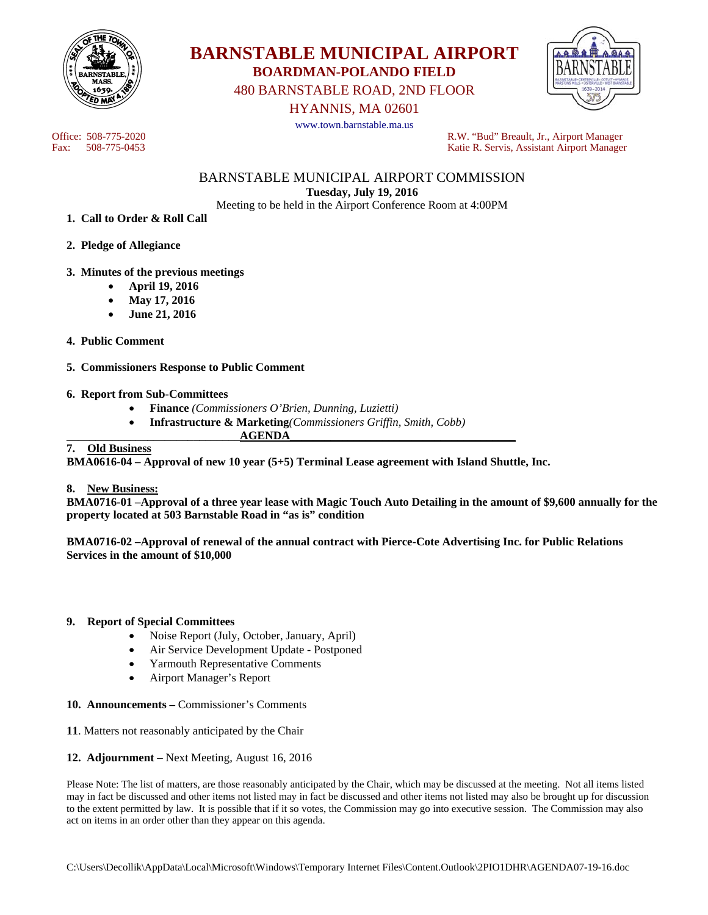# BARNSTABLE MUNICIPAL AIRPORT

## BOARDMAN-POLANDO FIELD

480 BARNSTABLE ROAD, 2ND FLOOR
HYANNIS, MA 02601
www.town.barnstable.ma.us

Office: 508-775-2020
Fax: 508-775-0453

R.W. "Bud" Breault, Jr., Airport Manager
Katie R. Servis, Assistant Airport Manager

## BARNSTABLE MUNICIPAL AIRPORT COMMISSION

**Tuesday, July 19, 2016**

Meeting to be held in the Airport Conference Room at 4:00PM

1. **Call to Order & Roll Call**

2. **Pledge of Allegiance**

3. **Minutes of the previous meetings**
   - **April 19, 2016**
   - **May 17, 2016**
   - **June 21, 2016**

4. **Public Comment**

5. **Commissioners Response to Public Comment**

6. **Report from Sub-Committees**
   - **Finance** *(Commissioners O'Brien, Dunning, Luzietti)*
   - **Infrastructure & Marketing***(Commissioners Griffin, Smith, Cobb)*

**AGENDA**

**7. Old Business**

**BMA0616-04 – Approval of new 10 year (5+5) Terminal Lease agreement with Island Shuttle, Inc.**

**8. New Business:**

**BMA0716-01 –Approval of a three year lease with Magic Touch Auto Detailing in the amount of $9,600 annually for the property located at 503 Barnstable Road in "as is" condition**

**BMA0716-02 –Approval of renewal of the annual contract with Pierce-Cote Advertising Inc. for Public Relations Services in the amount of $10,000**

**9. Report of Special Committees**
   - Noise Report (July, October, January, April)
   - Air Service Development Update - Postponed
   - Yarmouth Representative Comments
   - Airport Manager's Report

**10. Announcements –** Commissioner's Comments

**11**. Matters not reasonably anticipated by the Chair

**12. Adjournment** – Next Meeting, August 16, 2016

Please Note: The list of matters, are those reasonably anticipated by the Chair, which may be discussed at the meeting. Not all items listed may in fact be discussed and other items not listed may in fact be discussed and other items not listed may also be brought up for discussion to the extent permitted by law. It is possible that if it so votes, the Commission may go into executive session. The Commission may also act on items in an order other than they appear on this agenda.

C:\Users\Decollik\AppData\Local\Microsoft\Windows\Temporary Internet Files\Content.Outlook\2PIO1DHR\AGENDA07-19-16.doc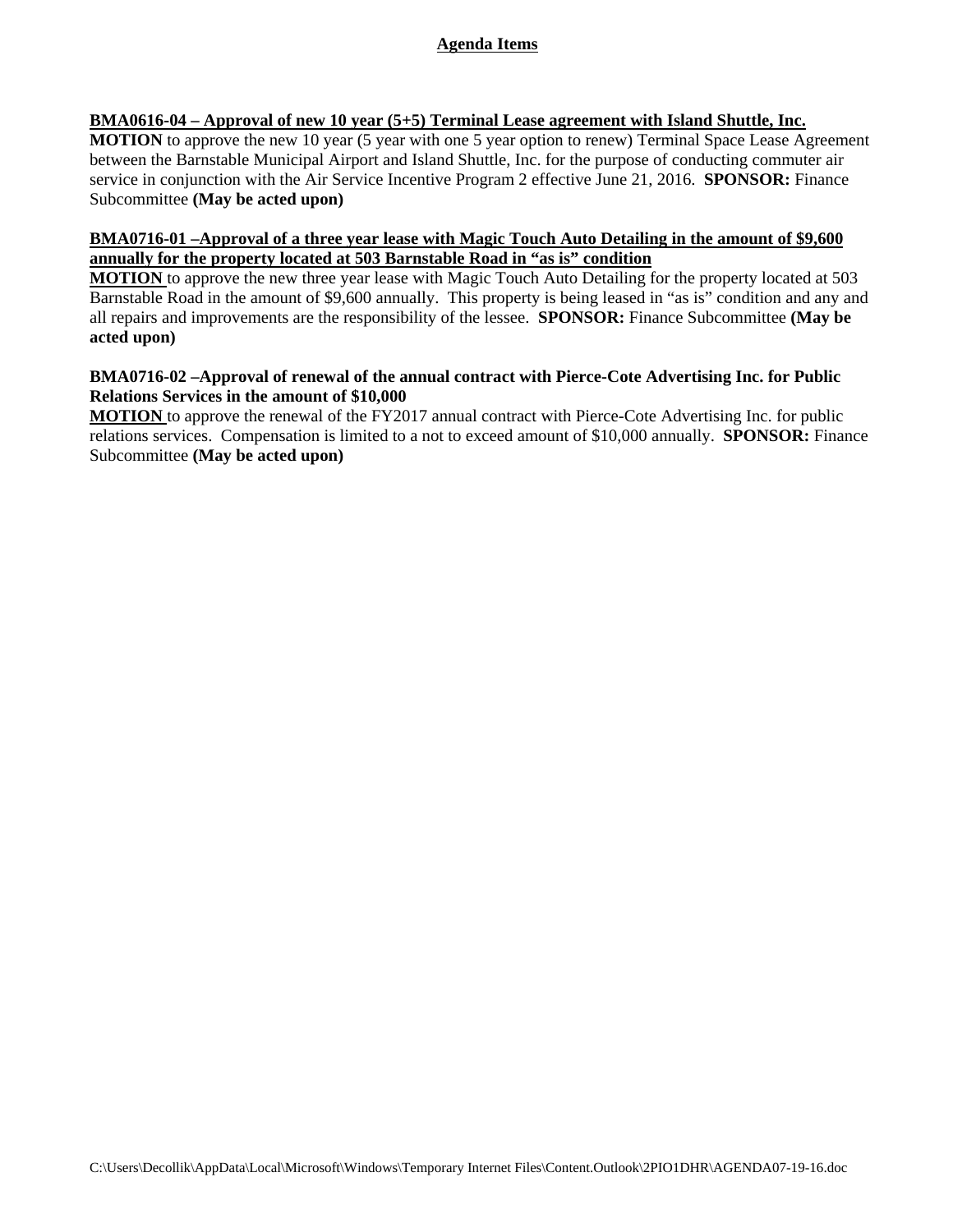## Agenda Items

**BMA0616-04 – Approval of new 10 year (5+5) Terminal Lease agreement with Island Shuttle, Inc.**
**MOTION** to approve the new 10 year (5 year with one 5 year option to renew) Terminal Space Lease Agreement between the Barnstable Municipal Airport and Island Shuttle, Inc. for the purpose of conducting commuter air service in conjunction with the Air Service Incentive Program 2 effective June 21, 2016. **SPONSOR:** Finance Subcommittee **(May be acted upon)**

**BMA0716-01 –Approval of a three year lease with Magic Touch Auto Detailing in the amount of $9,600 annually for the property located at 503 Barnstable Road in "as is" condition**
**MOTION** to approve the new three year lease with Magic Touch Auto Detailing for the property located at 503 Barnstable Road in the amount of $9,600 annually. This property is being leased in "as is" condition and any and all repairs and improvements are the responsibility of the lessee. **SPONSOR:** Finance Subcommittee **(May be acted upon)**

**BMA0716-02 –Approval of renewal of the annual contract with Pierce-Cote Advertising Inc. for Public Relations Services in the amount of $10,000**
**MOTION** to approve the renewal of the FY2017 annual contract with Pierce-Cote Advertising Inc. for public relations services. Compensation is limited to a not to exceed amount of $10,000 annually. **SPONSOR:** Finance Subcommittee **(May be acted upon)**

C:\Users\Decollik\AppData\Local\Microsoft\Windows\Temporary Internet Files\Content.Outlook\2PIO1DHR\AGENDA07-19-16.doc